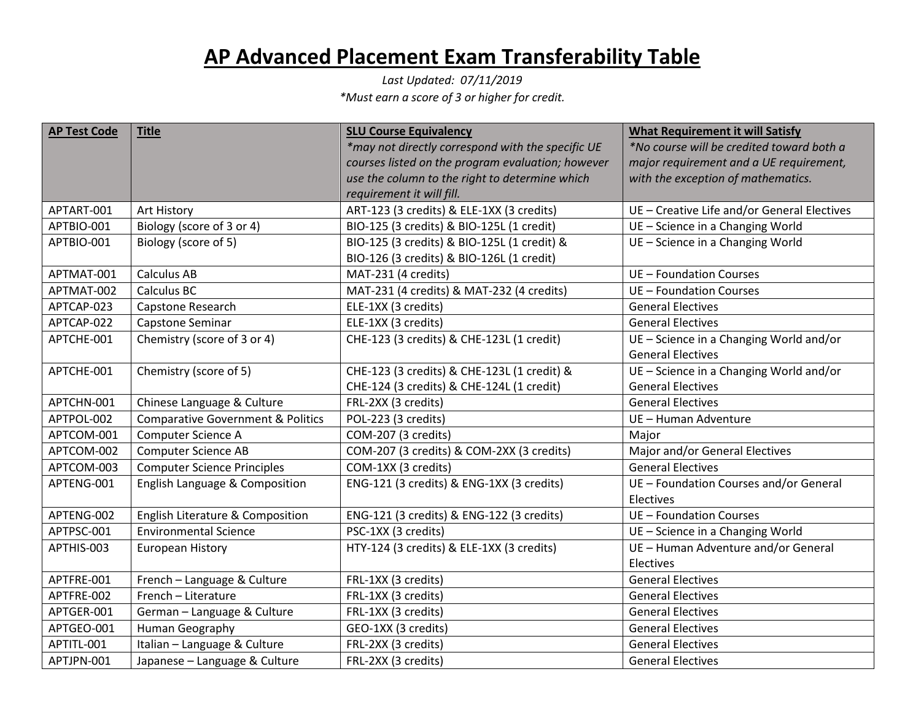# AP Advanced Placement Exam Transferability Table

*Last Updated: 07/11/2019*

*\*Must earn a score of 3 or higher for credit.*

| AP Test Code | Title | SLU Course Equivalency *\*may not directly correspond with the specific UE courses listed on the program evaluation; however use the column to the right to determine which requirement it will fill.* | What Requirement it will Satisfy *\*No course will be credited toward both a major requirement and a UE requirement, with the exception of mathematics.* |
|---|---|---|---|
| APTART-001 | Art History | ART-123 (3 credits) & ELE-1XX (3 credits) | UE – Creative Life and/or General Electives |
| APTBIO-001 | Biology (score of 3 or 4) | BIO-125 (3 credits) & BIO-125L (1 credit) | UE – Science in a Changing World |
| APTBIO-001 | Biology (score of 5) | BIO-125 (3 credits) & BIO-125L (1 credit) & BIO-126 (3 credits) & BIO-126L (1 credit) | UE – Science in a Changing World |
| APTMAT-001 | Calculus AB | MAT-231 (4 credits) | UE – Foundation Courses |
| APTMAT-002 | Calculus BC | MAT-231 (4 credits) & MAT-232 (4 credits) | UE – Foundation Courses |
| APTCAP-023 | Capstone Research | ELE-1XX (3 credits) | General Electives |
| APTCAP-022 | Capstone Seminar | ELE-1XX (3 credits) | General Electives |
| APTCHE-001 | Chemistry (score of 3 or 4) | CHE-123 (3 credits) & CHE-123L (1 credit) | UE – Science in a Changing World and/or General Electives |
| APTCHE-001 | Chemistry (score of 5) | CHE-123 (3 credits) & CHE-123L (1 credit) & CHE-124 (3 credits) & CHE-124L (1 credit) | UE – Science in a Changing World and/or General Electives |
| APTCHN-001 | Chinese Language & Culture | FRL-2XX (3 credits) | General Electives |
| APTPOL-002 | Comparative Government & Politics | POL-223 (3 credits) | UE – Human Adventure |
| APTCOM-001 | Computer Science A | COM-207 (3 credits) | Major |
| APTCOM-002 | Computer Science AB | COM-207 (3 credits) & COM-2XX (3 credits) | Major and/or General Electives |
| APTCOM-003 | Computer Science Principles | COM-1XX (3 credits) | General Electives |
| APTENG-001 | English Language & Composition | ENG-121 (3 credits) & ENG-1XX (3 credits) | UE – Foundation Courses and/or General Electives |
| APTENG-002 | English Literature & Composition | ENG-121 (3 credits) & ENG-122 (3 credits) | UE – Foundation Courses |
| APTPSC-001 | Environmental Science | PSC-1XX (3 credits) | UE – Science in a Changing World |
| APTHIS-003 | European History | HTY-124 (3 credits) & ELE-1XX (3 credits) | UE – Human Adventure and/or General Electives |
| APTFRE-001 | French – Language & Culture | FRL-1XX (3 credits) | General Electives |
| APTFRE-002 | French – Literature | FRL-1XX (3 credits) | General Electives |
| APTGER-001 | German – Language & Culture | FRL-1XX (3 credits) | General Electives |
| APTGEO-001 | Human Geography | GEO-1XX (3 credits) | General Electives |
| APTITL-001 | Italian – Language & Culture | FRL-2XX (3 credits) | General Electives |
| APTJPN-001 | Japanese – Language & Culture | FRL-2XX (3 credits) | General Electives |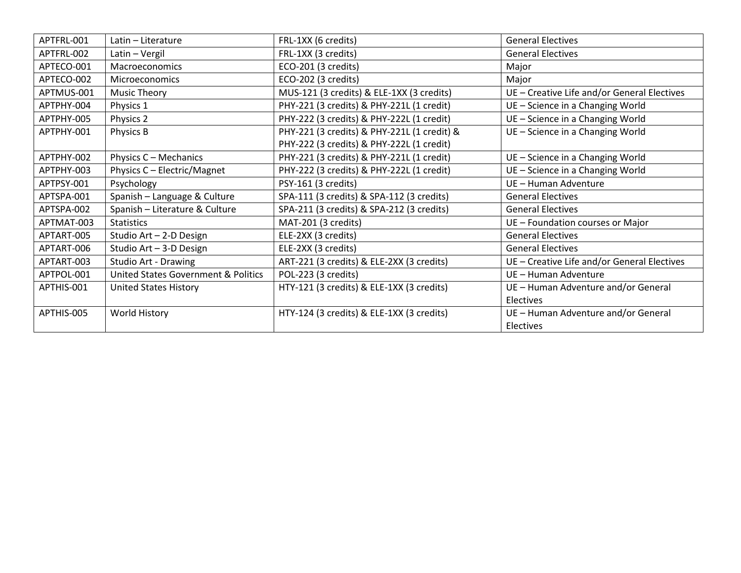| | | | |
|---|---|---|---|
| APTFRL-001 | Latin – Literature | FRL-1XX (6 credits) | General Electives |
| APTFRL-002 | Latin – Vergil | FRL-1XX (3 credits) | General Electives |
| APTECO-001 | Macroeconomics | ECO-201 (3 credits) | Major |
| APTECO-002 | Microeconomics | ECO-202 (3 credits) | Major |
| APTMUS-001 | Music Theory | MUS-121 (3 credits) & ELE-1XX (3 credits) | UE – Creative Life and/or General Electives |
| APTPHY-004 | Physics 1 | PHY-221 (3 credits) & PHY-221L (1 credit) | UE – Science in a Changing World |
| APTPHY-005 | Physics 2 | PHY-222 (3 credits) & PHY-222L (1 credit) | UE – Science in a Changing World |
| APTPHY-001 | Physics B | PHY-221 (3 credits) & PHY-221L (1 credit) & PHY-222 (3 credits) & PHY-222L (1 credit) | UE – Science in a Changing World |
| APTPHY-002 | Physics C – Mechanics | PHY-221 (3 credits) & PHY-221L (1 credit) | UE – Science in a Changing World |
| APTPHY-003 | Physics C – Electric/Magnet | PHY-222 (3 credits) & PHY-222L (1 credit) | UE – Science in a Changing World |
| APTPSY-001 | Psychology | PSY-161 (3 credits) | UE – Human Adventure |
| APTSPA-001 | Spanish – Language & Culture | SPA-111 (3 credits) & SPA-112 (3 credits) | General Electives |
| APTSPA-002 | Spanish – Literature & Culture | SPA-211 (3 credits) & SPA-212 (3 credits) | General Electives |
| APTMAT-003 | Statistics | MAT-201 (3 credits) | UE – Foundation courses or Major |
| APTART-005 | Studio Art – 2-D Design | ELE-2XX (3 credits) | General Electives |
| APTART-006 | Studio Art – 3-D Design | ELE-2XX (3 credits) | General Electives |
| APTART-003 | Studio Art - Drawing | ART-221 (3 credits) & ELE-2XX (3 credits) | UE – Creative Life and/or General Electives |
| APTPOL-001 | United States Government & Politics | POL-223 (3 credits) | UE – Human Adventure |
| APTHIS-001 | United States History | HTY-121 (3 credits) & ELE-1XX (3 credits) | UE – Human Adventure and/or General Electives |
| APTHIS-005 | World History | HTY-124 (3 credits) & ELE-1XX (3 credits) | UE – Human Adventure and/or General Electives |